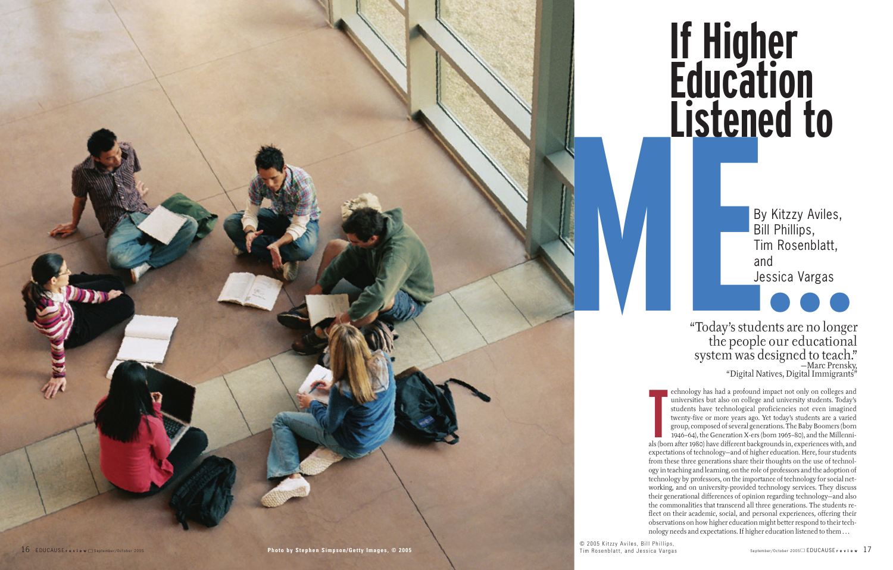# If Higher Education Listened to ME...

By Kitzzy Aviles, Bill Phillips, Tim Rosenblatt, and Jessica Vargas

> "Today's students are no longer the people our educational system was designed to teach."
> —Marc Prensky, "Digital Natives, Digital Immigrants"

Technology has had a profound impact not only on colleges and universities but also on college and university students. Today's students have technological proficiencies not even imagined twenty-five or more years ago. Yet today's students are a varied group, composed of several generations. The Baby Boomers (born 1946–64), the Generation X-ers (born 1965–80), and the Millennials (born after 1980) have different backgrounds in, experiences with, and expectations of technology—and of higher education. Here, four students from these three generations share their thoughts on the use of technology in teaching and learning, on the role of professors and the adoption of technology by professors, on the importance of technology for social networking, and on university-provided technology services. They discuss their generational differences of opinion regarding technology—and also the commonalities that transcend all three generations. The students reflect on their academic, social, and personal experiences, offering their observations on how higher education might better respond to their technology needs and expectations. If higher education listened to them . . .

Photo by Stephen Simpson/Getty Images, © 2005

© 2005 Kitzzy Aviles, Bill Phillips, Tim Rosenblatt, and Jessica Vargas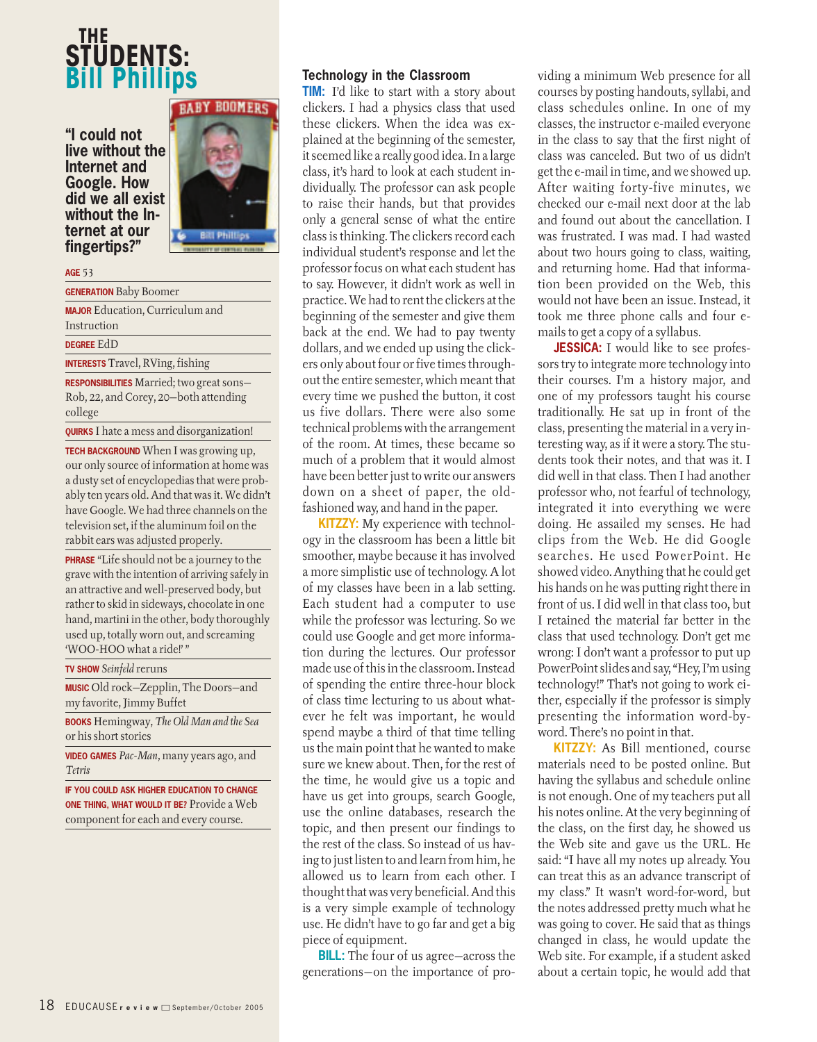# THE STUDENTS: Bill Phillips

**"I could not live without the Internet and Google. How did we all exist without the Internet at our fingertips?"**

**AGE** 53

**GENERATION** Baby Boomer

**MAJOR** Education, Curriculum and Instruction

**DEGREE** EdD

**INTERESTS** Travel, RVing, fishing

**RESPONSIBILITIES** Married; two great sons—Rob, 22, and Corey, 20—both attending college

**QUIRKS** I hate a mess and disorganization!

**TECH BACKGROUND** When I was growing up, our only source of information at home was a dusty set of encyclopedias that were probably ten years old. And that was it. We didn't have Google. We had three channels on the television set, if the aluminum foil on the rabbit ears was adjusted properly.

**PHRASE** "Life should not be a journey to the grave with the intention of arriving safely in an attractive and well-preserved body, but rather to skid in sideways, chocolate in one hand, martini in the other, body thoroughly used up, totally worn out, and screaming 'WOO-HOO what a ride!' "

**TV SHOW** *Seinfeld* reruns

**MUSIC** Old rock—Zepplin, The Doors—and my favorite, Jimmy Buffet

**BOOKS** Hemingway, *The Old Man and the Sea* or his short stories

**VIDEO GAMES** *Pac-Man*, many years ago, and *Tetris*

**IF YOU COULD ASK HIGHER EDUCATION TO CHANGE ONE THING, WHAT WOULD IT BE?** Provide a Web component for each and every course.

## Technology in the Classroom

**TIM:** I'd like to start with a story about clickers. I had a physics class that used these clickers. When the idea was explained at the beginning of the semester, it seemed like a really good idea. In a large class, it's hard to look at each student individually. The professor can ask people to raise their hands, but that provides only a general sense of what the entire class is thinking. The clickers record each individual student's response and let the professor focus on what each student has to say. However, it didn't work as well in practice. We had to rent the clickers at the beginning of the semester and give them back at the end. We had to pay twenty dollars, and we ended up using the clickers only about four or five times throughout the entire semester, which meant that every time we pushed the button, it cost us five dollars. There were also some technical problems with the arrangement of the room. At times, these became so much of a problem that it would almost have been better just to write our answers down on a sheet of paper, the old-fashioned way, and hand in the paper.

**KITZZY:** My experience with technology in the classroom has been a little bit smoother, maybe because it has involved a more simplistic use of technology. A lot of my classes have been in a lab setting. Each student had a computer to use while the professor was lecturing. So we could use Google and get more information during the lectures. Our professor made use of this in the classroom. Instead of spending the entire three-hour block of class time lecturing to us about whatever he felt was important, he would spend maybe a third of that time telling us the main point that he wanted to make sure we knew about. Then, for the rest of the time, he would give us a topic and have us get into groups, search Google, use the online databases, research the topic, and then present our findings to the rest of the class. So instead of us having to just listen to and learn from him, he allowed us to learn from each other. I thought that was very beneficial. And this is a very simple example of technology use. He didn't have to go far and get a big piece of equipment.

**BILL:** The four of us agree—across the generations—on the importance of providing a minimum Web presence for all courses by posting handouts, syllabi, and class schedules online. In one of my classes, the instructor e-mailed everyone in the class to say that the first night of class was canceled. But two of us didn't get the e-mail in time, and we showed up. After waiting forty-five minutes, we checked our e-mail next door at the lab and found out about the cancellation. I was frustrated. I was mad. I had wasted about two hours going to class, waiting, and returning home. Had that information been provided on the Web, this would not have been an issue. Instead, it took me three phone calls and four e-mails to get a copy of a syllabus.

**JESSICA:** I would like to see professors try to integrate more technology into their courses. I'm a history major, and one of my professors taught his course traditionally. He sat up in front of the class, presenting the material in a very interesting way, as if it were a story. The students took their notes, and that was it. I did well in that class. Then I had another professor who, not fearful of technology, integrated it into everything we were doing. He assailed my senses. He had clips from the Web. He did Google searches. He used PowerPoint. He showed video. Anything that he could get his hands on he was putting right there in front of us. I did well in that class too, but I retained the material far better in the class that used technology. Don't get me wrong: I don't want a professor to put up PowerPoint slides and say, "Hey, I'm using technology!" That's not going to work either, especially if the professor is simply presenting the information word-by-word. There's no point in that.

**KITZZY:** As Bill mentioned, course materials need to be posted online. But having the syllabus and schedule online is not enough. One of my teachers put all his notes online. At the very beginning of the class, on the first day, he showed us the Web site and gave us the URL. He said: "I have all my notes up already. You can treat this as an advance transcript of my class." It wasn't word-for-word, but the notes addressed pretty much what he was going to cover. He said that as things changed in class, he would update the Web site. For example, if a student asked about a certain topic, he would add that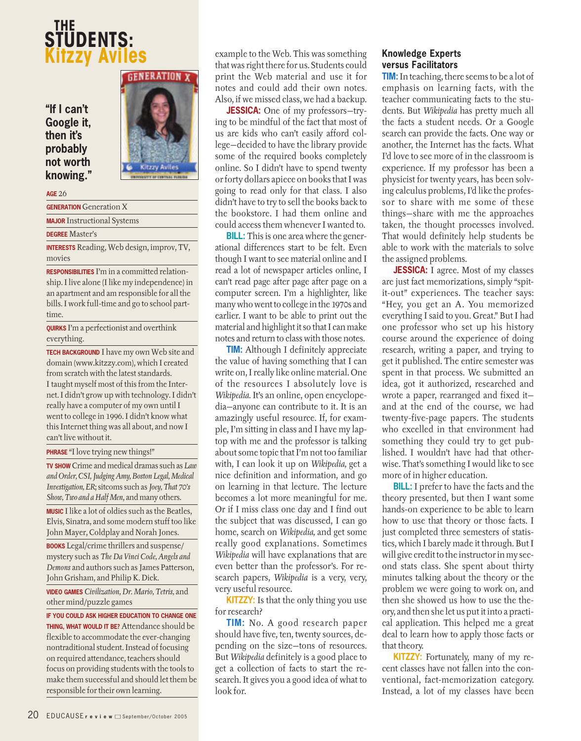# THE STUDENTS: Kitzzy Aviles

**"If I can't Google it, then it's probably not worth knowing."**

**AGE** 26

**GENERATION** Generation X

**MAJOR** Instructional Systems

**DEGREE** Master's

**INTERESTS** Reading, Web design, improv, TV, movies

**RESPONSIBILITIES** I'm in a committed relationship. I live alone (I like my independence) in an apartment and am responsible for all the bills. I work full-time and go to school part-time.

**QUIRKS** I'm a perfectionist and overthink everything.

**TECH BACKGROUND** I have my own Web site and domain (www.kitzzy.com), which I created from scratch with the latest standards. I taught myself most of this from the Internet. I didn't grow up with technology. I didn't really have a computer of my own until I went to college in 1996. I didn't know what this Internet thing was all about, and now I can't live without it.

**PHRASE** "I love trying new things!"

**TV SHOW** Crime and medical dramas such as *Law and Order, CSI, Judging Amy, Boston Legal, Medical Investigation, ER*; sitcoms such as *Joey, That 70's Show, Two and a Half Men,* and many others.

**MUSIC** I like a lot of oldies such as the Beatles, Elvis, Sinatra, and some modern stuff too like John Mayer, Coldplay and Norah Jones.

**BOOKS** Legal/crime thrillers and suspense/mystery such as *The Da Vinci Code, Angels and Demons* and authors such as James Patterson, John Grisham, and Philip K. Dick.

**VIDEO GAMES** *Civilization, Dr. Mario, Tetris,* and other mind/puzzle games

**IF YOU COULD ASK HIGHER EDUCATION TO CHANGE ONE THING, WHAT WOULD IT BE?** Attendance should be flexible to accommodate the ever-changing nontraditional student. Instead of focusing on required attendance, teachers should focus on providing students with the tools to make them successful and should let them be responsible for their own learning.

---

example to the Web. This was something that was right there for us. Students could print the Web material and use it for notes and could add their own notes. Also, if we missed class, we had a backup.

**JESSICA:** One of my professors—trying to be mindful of the fact that most of us are kids who can't easily afford college—decided to have the library provide some of the required books completely online. So I didn't have to spend twenty or forty dollars apiece on books that I was going to read only for that class. I also didn't have to try to sell the books back to the bookstore. I had them online and could access them whenever I wanted to.

**BILL:** This is one area where the generational differences start to be felt. Even though I want to see material online and I read a lot of newspaper articles online, I can't read page after page after page on a computer screen. I'm a highlighter, like many who went to college in the 1970s and earlier. I want to be able to print out the material and highlight it so that I can make notes and return to class with those notes.

**TIM:** Although I definitely appreciate the value of having something that I can write on, I really like online material. One of the resources I absolutely love is *Wikipedia*. It's an online, open encyclopedia—anyone can contribute to it. It is an amazingly useful resource. If, for example, I'm sitting in class and I have my laptop with me and the professor is talking about some topic that I'm not too familiar with, I can look it up on *Wikipedia,* get a nice definition and information, and go on learning in that lecture. The lecture becomes a lot more meaningful for me. Or if I miss class one day and I find out the subject that was discussed, I can go home, search on *Wikipedia,* and get some really good explanations. Sometimes *Wikipedia* will have explanations that are even better than the professor's. For research papers, *Wikipedia* is a very, very, very useful resource.

**KITZZY:** Is that the only thing you use for research?

**TIM:** No. A good research paper should have five, ten, twenty sources, depending on the size—tons of resources. But *Wikipedia* definitely is a good place to get a collection of facts to start the research. It gives you a good idea of what to look for.

## Knowledge Experts versus Facilitators

**TIM:** In teaching, there seems to be a lot of emphasis on learning facts, with the teacher communicating facts to the students. But *Wikipedia* has pretty much all the facts a student needs. Or a Google search can provide the facts. One way or another, the Internet has the facts. What I'd love to see more of in the classroom is experience. If my professor has been a physicist for twenty years, has been solving calculus problems, I'd like the professor to share with me some of these things—share with me the approaches taken, the thought processes involved. That would definitely help students be able to work with the materials to solve the assigned problems.

**JESSICA:** I agree. Most of my classes are just fact memorizations, simply "spit-it-out" experiences. The teacher says: "Hey, you get an A. You memorized everything I said to you. Great." But I had one professor who set up his history course around the experience of doing research, writing a paper, and trying to get it published. The entire semester was spent in that process. We submitted an idea, got it authorized, researched and wrote a paper, rearranged and fixed it—and at the end of the course, we had twenty-five-page papers. The students who excelled in that environment had something they could try to get published. I wouldn't have had that otherwise. That's something I would like to see more of in higher education.

**BILL:** I prefer to have the facts and the theory presented, but then I want some hands-on experience to be able to learn how to use that theory or those facts. I just completed three semesters of statistics, which I barely made it through. But I will give credit to the instructor in my second stats class. She spent about thirty minutes talking about the theory or the problem we were going to work on, and then she showed us how to use the theory, and then she let us put it into a practical application. This helped me a great deal to learn how to apply those facts or that theory.

**KITZZY:** Fortunately, many of my recent classes have not fallen into the conventional, fact-memorization category. Instead, a lot of my classes have been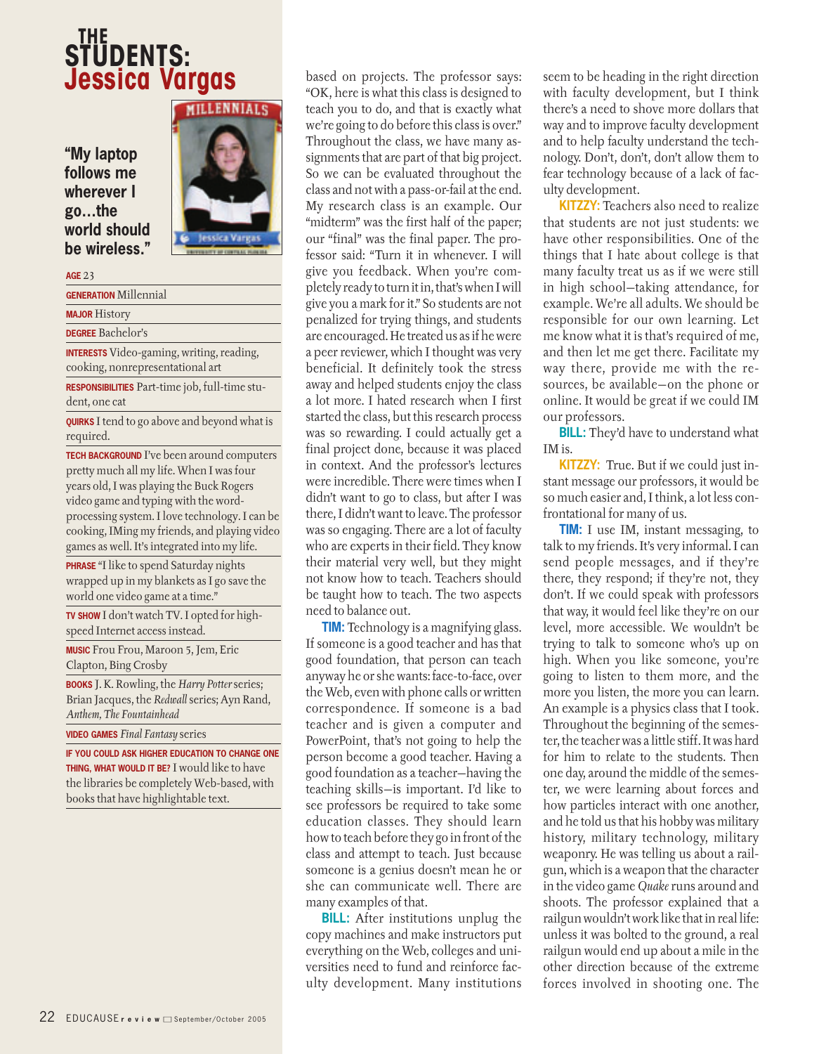# THE STUDENTS: Jessica Vargas

**"My laptop follows me wherever I go…the world should be wireless."**

**AGE** 23

**GENERATION** Millennial

**MAJOR** History

**DEGREE** Bachelor's

**INTERESTS** Video-gaming, writing, reading, cooking, nonrepresentational art

**RESPONSIBILITIES** Part-time job, full-time student, one cat

**QUIRKS** I tend to go above and beyond what is required.

**TECH BACKGROUND** I've been around computers pretty much all my life. When I was four years old, I was playing the Buck Rogers video game and typing with the word-processing system. I love technology. I can be cooking, IMing my friends, and playing video games as well. It's integrated into my life.

**PHRASE** "I like to spend Saturday nights wrapped up in my blankets as I go save the world one video game at a time."

**TV SHOW** I don't watch TV. I opted for high-speed Internet access instead.

**MUSIC** Frou Frou, Maroon 5, Jem, Eric Clapton, Bing Crosby

**BOOKS** J. K. Rowling, the *Harry Potter* series; Brian Jacques, the *Redwall* series; Ayn Rand, *Anthem*, *The Fountainhead*

**VIDEO GAMES** *Final Fantasy* series

**IF YOU COULD ASK HIGHER EDUCATION TO CHANGE ONE THING, WHAT WOULD IT BE?** I would like to have the libraries be completely Web-based, with books that have highlightable text.

based on projects. The professor says: "OK, here is what this class is designed to teach you to do, and that is exactly what we're going to do before this class is over." Throughout the class, we have many assignments that are part of that big project. So we can be evaluated throughout the class and not with a pass-or-fail at the end. My research class is an example. Our "midterm" was the first half of the paper; our "final" was the final paper. The professor said: "Turn it in whenever. I will give you feedback. When you're completely ready to turn it in, that's when I will give you a mark for it." So students are not penalized for trying things, and students are encouraged. He treated us as if he were a peer reviewer, which I thought was very beneficial. It definitely took the stress away and helped students enjoy the class a lot more. I hated research when I first started the class, but this research process was so rewarding. I could actually get a final project done, because it was placed in context. And the professor's lectures were incredible. There were times when I didn't want to go to class, but after I was there, I didn't want to leave. The professor was so engaging. There are a lot of faculty who are experts in their field. They know their material very well, but they might not know how to teach. Teachers should be taught how to teach. The two aspects need to balance out.

**TIM:** Technology is a magnifying glass. If someone is a good teacher and has that good foundation, that person can teach anyway he or she wants: face-to-face, over the Web, even with phone calls or written correspondence. If someone is a bad teacher and is given a computer and PowerPoint, that's not going to help the person become a good teacher. Having a good foundation as a teacher—having the teaching skills—is important. I'd like to see professors be required to take some education classes. They should learn how to teach before they go in front of the class and attempt to teach. Just because someone is a genius doesn't mean he or she can communicate well. There are many examples of that.

**BILL:** After institutions unplug the copy machines and make instructors put everything on the Web, colleges and universities need to fund and reinforce faculty development. Many institutions seem to be heading in the right direction with faculty development, but I think there's a need to shove more dollars that way and to improve faculty development and to help faculty understand the technology. Don't, don't, don't allow them to fear technology because of a lack of faculty development.

**KITZZY:** Teachers also need to realize that students are not just students: we have other responsibilities. One of the things that I hate about college is that many faculty treat us as if we were still in high school—taking attendance, for example. We're all adults. We should be responsible for our own learning. Let me know what it is that's required of me, and then let me get there. Facilitate my way there, provide me with the resources, be available—on the phone or online. It would be great if we could IM our professors.

**BILL:** They'd have to understand what IM is.

**KITZZY:** True. But if we could just instant message our professors, it would be so much easier and, I think, a lot less confrontational for many of us.

**TIM:** I use IM, instant messaging, to talk to my friends. It's very informal. I can send people messages, and if they're there, they respond; if they're not, they don't. If we could speak with professors that way, it would feel like they're on our level, more accessible. We wouldn't be trying to talk to someone who's up on high. When you like someone, you're going to listen to them more, and the more you listen, the more you can learn. An example is a physics class that I took. Throughout the beginning of the semester, the teacher was a little stiff. It was hard for him to relate to the students. Then one day, around the middle of the semester, we were learning about forces and how particles interact with one another, and he told us that his hobby was military history, military technology, military weaponry. He was telling us about a railgun, which is a weapon that the character in the video game *Quake* runs around and shoots. The professor explained that a railgun wouldn't work like that in real life: unless it was bolted to the ground, a real railgun would end up about a mile in the other direction because of the extreme forces involved in shooting one. The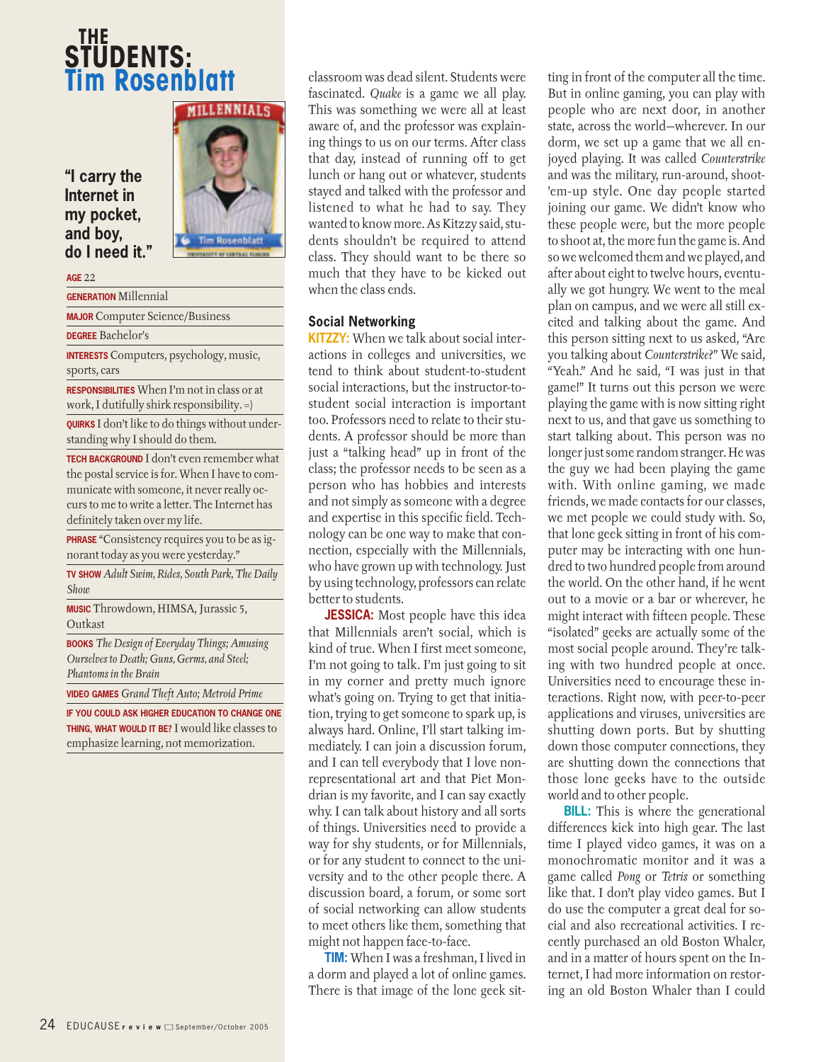# THE STUDENTS: Tim Rosenblatt

**"I carry the Internet in my pocket, and boy, do I need it."**

**AGE** 22

**GENERATION** Millennial

**MAJOR** Computer Science/Business

**DEGREE** Bachelor's

**INTERESTS** Computers, psychology, music, sports, cars

**RESPONSIBILITIES** When I'm not in class or at work, I dutifully shirk responsibility. =)

**QUIRKS** I don't like to do things without understanding why I should do them.

**TECH BACKGROUND** I don't even remember what the postal service is for. When I have to communicate with someone, it never really occurs to me to write a letter. The Internet has definitely taken over my life.

**PHRASE** "Consistency requires you to be as ignorant today as you were yesterday."

**TV SHOW** *Adult Swim, Rides, South Park, The Daily Show*

**MUSIC** Throwdown, HIMSA, Jurassic 5, Outkast

**BOOKS** *The Design of Everyday Things; Amusing Ourselves to Death; Guns, Germs, and Steel; Phantoms in the Brain*

**VIDEO GAMES** *Grand Theft Auto; Metroid Prime*

**IF YOU COULD ASK HIGHER EDUCATION TO CHANGE ONE THING, WHAT WOULD IT BE?** I would like classes to emphasize learning, not memorization.

---

classroom was dead silent. Students were fascinated. *Quake* is a game we all play. This was something we were all at least aware of, and the professor was explaining things to us on our terms. After class that day, instead of running off to get lunch or hang out or whatever, students stayed and talked with the professor and listened to what he had to say. They wanted to know more. As Kitzzy said, students shouldn't be required to attend class. They should want to be there so much that they have to be kicked out when the class ends.

## Social Networking

**KITZZY:** When we talk about social interactions in colleges and universities, we tend to think about student-to-student social interactions, but the instructor-to-student social interaction is important too. Professors need to relate to their students. A professor should be more than just a "talking head" up in front of the class; the professor needs to be seen as a person who has hobbies and interests and not simply as someone with a degree and expertise in this specific field. Technology can be one way to make that connection, especially with the Millennials, who have grown up with technology. Just by using technology, professors can relate better to students.

**JESSICA:** Most people have this idea that Millennials aren't social, which is kind of true. When I first meet someone, I'm not going to talk. I'm just going to sit in my corner and pretty much ignore what's going on. Trying to get that initiation, trying to get someone to spark up, is always hard. Online, I'll start talking immediately. I can join a discussion forum, and I can tell everybody that I love non-representational art and that Piet Mondrian is my favorite, and I can say exactly why. I can talk about history and all sorts of things. Universities need to provide a way for shy students, or for Millennials, or for any student to connect to the university and to the other people there. A discussion board, a forum, or some sort of social networking can allow students to meet others like them, something that might not happen face-to-face.

**TIM:** When I was a freshman, I lived in a dorm and played a lot of online games. There is that image of the lone geek sitting in front of the computer all the time. But in online gaming, you can play with people who are next door, in another state, across the world—wherever. In our dorm, we set up a game that we all enjoyed playing. It was called *Counterstrike* and was the military, run-around, shoot-'em-up style. One day people started joining our game. We didn't know who these people were, but the more people to shoot at, the more fun the game is. And so we welcomed them and we played, and after about eight to twelve hours, eventually we got hungry. We went to the meal plan on campus, and we were all still excited and talking about the game. And this person sitting next to us asked, "Are you talking about *Counterstrike*?" We said, "Yeah." And he said, "I was just in that game!" It turns out this person we were playing the game with is now sitting right next to us, and that gave us something to start talking about. This person was no longer just some random stranger. He was the guy we had been playing the game with. With online gaming, we made friends, we made contacts for our classes, we met people we could study with. So, that lone geek sitting in front of his computer may be interacting with one hundred to two hundred people from around the world. On the other hand, if he went out to a movie or a bar or wherever, he might interact with fifteen people. These "isolated" geeks are actually some of the most social people around. They're talking with two hundred people at once. Universities need to encourage these interactions. Right now, with peer-to-peer applications and viruses, universities are shutting down ports. But by shutting down those computer connections, they are shutting down the connections that those lone geeks have to the outside world and to other people.

**BILL:** This is where the generational differences kick into high gear. The last time I played video games, it was on a monochromatic monitor and it was a game called *Pong* or *Tetris* or something like that. I don't play video games. But I do use the computer a great deal for social and also recreational activities. I recently purchased an old Boston Whaler, and in a matter of hours spent on the Internet, I had more information on restoring an old Boston Whaler than I could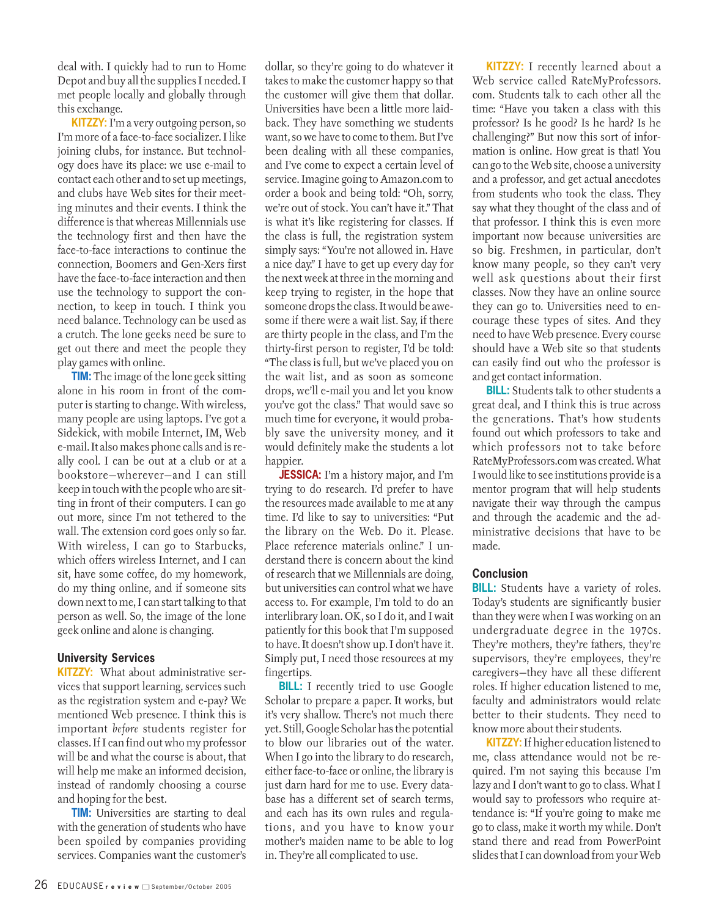deal with. I quickly had to run to Home Depot and buy all the supplies I needed. I met people locally and globally through this exchange.

**KITZZY:** I'm a very outgoing person, so I'm more of a face-to-face socializer. I like joining clubs, for instance. But technology does have its place: we use e-mail to contact each other and to set up meetings, and clubs have Web sites for their meeting minutes and their events. I think the difference is that whereas Millennials use the technology first and then have the face-to-face interactions to continue the connection, Boomers and Gen-Xers first have the face-to-face interaction and then use the technology to support the connection, to keep in touch. I think you need balance. Technology can be used as a crutch. The lone geeks need be sure to get out there and meet the people they play games with online.

**TIM:** The image of the lone geek sitting alone in his room in front of the computer is starting to change. With wireless, many people are using laptops. I've got a Sidekick, with mobile Internet, IM, Web e-mail. It also makes phone calls and is really cool. I can be out at a club or at a bookstore—wherever—and I can still keep in touch with the people who are sitting in front of their computers. I can go out more, since I'm not tethered to the wall. The extension cord goes only so far. With wireless, I can go to Starbucks, which offers wireless Internet, and I can sit, have some coffee, do my homework, do my thing online, and if someone sits down next to me, I can start talking to that person as well. So, the image of the lone geek online and alone is changing.

## University Services

**KITZZY:** What about administrative services that support learning, services such as the registration system and e-pay? We mentioned Web presence. I think this is important *before* students register for classes. If I can find out who my professor will be and what the course is about, that will help me make an informed decision, instead of randomly choosing a course and hoping for the best.

**TIM:** Universities are starting to deal with the generation of students who have been spoiled by companies providing services. Companies want the customer's dollar, so they're going to do whatever it takes to make the customer happy so that the customer will give them that dollar. Universities have been a little more laid-back. They have something we students want, so we have to come to them. But I've been dealing with all these companies, and I've come to expect a certain level of service. Imagine going to Amazon.com to order a book and being told: "Oh, sorry, we're out of stock. You can't have it." That is what it's like registering for classes. If the class is full, the registration system simply says: "You're not allowed in. Have a nice day." I have to get up every day for the next week at three in the morning and keep trying to register, in the hope that someone drops the class. It would be awesome if there were a wait list. Say, if there are thirty people in the class, and I'm the thirty-first person to register, I'd be told: "The class is full, but we've placed you on the wait list, and as soon as someone drops, we'll e-mail you and let you know you've got the class." That would save so much time for everyone, it would probably save the university money, and it would definitely make the students a lot happier.

**JESSICA:** I'm a history major, and I'm trying to do research. I'd prefer to have the resources made available to me at any time. I'd like to say to universities: "Put the library on the Web. Do it. Please. Place reference materials online." I understand there is concern about the kind of research that we Millennials are doing, but universities can control what we have access to. For example, I'm told to do an interlibrary loan. OK, so I do it, and I wait patiently for this book that I'm supposed to have. It doesn't show up. I don't have it. Simply put, I need those resources at my fingertips.

**BILL:** I recently tried to use Google Scholar to prepare a paper. It works, but it's very shallow. There's not much there yet. Still, Google Scholar has the potential to blow our libraries out of the water. When I go into the library to do research, either face-to-face or online, the library is just darn hard for me to use. Every database has a different set of search terms, and each has its own rules and regulations, and you have to know your mother's maiden name to be able to log in. They're all complicated to use.

**KITZZY:** I recently learned about a Web service called RateMyProfessors.com. Students talk to each other all the time: "Have you taken a class with this professor? Is he good? Is he hard? Is he challenging?" But now this sort of information is online. How great is that! You can go to the Web site, choose a university and a professor, and get actual anecdotes from students who took the class. They say what they thought of the class and of that professor. I think this is even more important now because universities are so big. Freshmen, in particular, don't know many people, so they can't very well ask questions about their first classes. Now they have an online source they can go to. Universities need to encourage these types of sites. And they need to have Web presence. Every course should have a Web site so that students can easily find out who the professor is and get contact information.

**BILL:** Students talk to other students a great deal, and I think this is true across the generations. That's how students found out which professors to take and which professors not to take before RateMyProfessors.com was created. What I would like to see institutions provide is a mentor program that will help students navigate their way through the campus and through the academic and the administrative decisions that have to be made.

## Conclusion

**BILL:** Students have a variety of roles. Today's students are significantly busier than they were when I was working on an undergraduate degree in the 1970s. They're mothers, they're fathers, they're supervisors, they're employees, they're caregivers—they have all these different roles. If higher education listened to me, faculty and administrators would relate better to their students. They need to know more about their students.

**KITZZY:** If higher education listened to me, class attendance would not be required. I'm not saying this because I'm lazy and I don't want to go to class. What I would say to professors who require attendance is: "If you're going to make me go to class, make it worth my while. Don't stand there and read from PowerPoint slides that I can download from your Web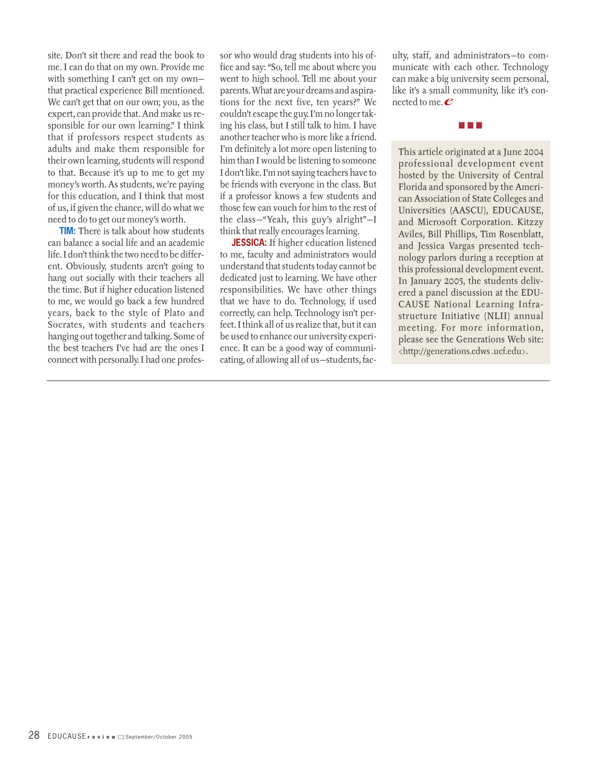site. Don't sit there and read the book to me. I can do that on my own. Provide me with something I can't get on my own—that practical experience Bill mentioned. We can't get that on our own; you, as the expert, can provide that. And make us responsible for our own learning." I think that if professors respect students as adults and make them responsible for their own learning, students will respond to that. Because it's up to me to get my money's worth. As students, we're paying for this education, and I think that most of us, if given the chance, will do what we need to do to get our money's worth.

**TIM:** There is talk about how students can balance a social life and an academic life. I don't think the two need to be different. Obviously, students aren't going to hang out socially with their teachers all the time. But if higher education listened to me, we would go back a few hundred years, back to the style of Plato and Socrates, with students and teachers hanging out together and talking. Some of the best teachers I've had are the ones I connect with personally. I had one professor who would drag students into his office and say: "So, tell me about where you went to high school. Tell me about your parents. What are your dreams and aspirations for the next five, ten years?" We couldn't escape the guy. I'm no longer taking his class, but I still talk to him. I have another teacher who is more like a friend. I'm definitely a lot more open listening to him than I would be listening to someone I don't like. I'm not saying teachers have to be friends with everyone in the class. But if a professor knows a few students and those few can vouch for him to the rest of the class—"Yeah, this guy's alright"—I think that really encourages learning.

**JESSICA:** If higher education listened to me, faculty and administrators would understand that students today cannot be dedicated just to learning. We have other responsibilities. We have other things that we have to do. Technology, if used correctly, can help. Technology isn't perfect. I think all of us realize that, but it can be used to enhance our university experience. It can be a good way of communicating, of allowing all of us—students, faculty, staff, and administrators—to communicate with each other. Technology can make a big university seem personal, like it's a small community, like it's connected to me. *e*

---

This article originated at a June 2004 professional development event hosted by the University of Central Florida and sponsored by the American Association of State Colleges and Universities (AASCU), EDUCAUSE, and Microsoft Corporation. Kitzzy Aviles, Bill Phillips, Tim Rosenblatt, and Jessica Vargas presented technology parlors during a reception at this professional development event. In January 2005, the students delivered a panel discussion at the EDUCAUSE National Learning Infrastructure Initiative (NLII) annual meeting. For more information, please see the Generations Web site: <http://generations.cdws.ucf.edu>.